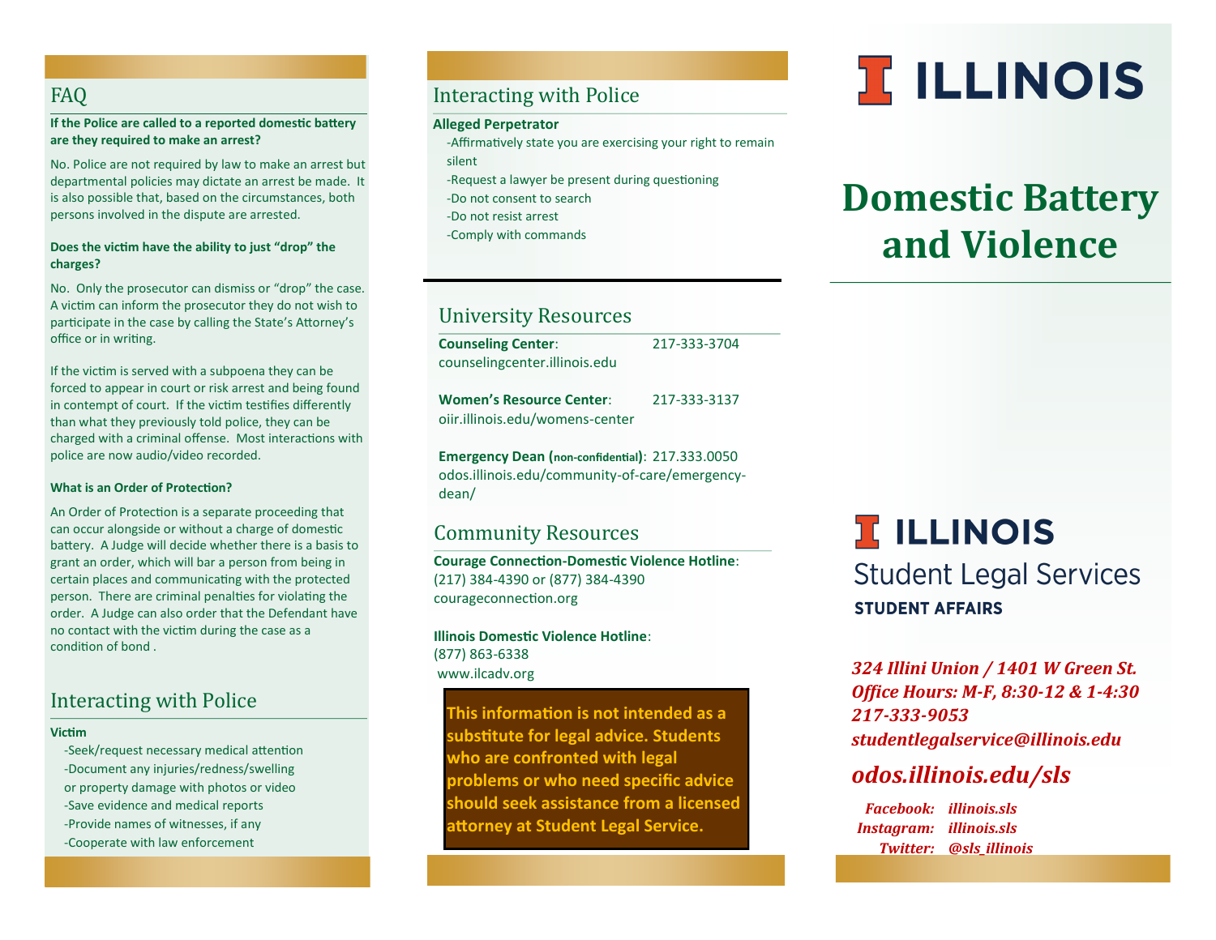## FAQ

**If the Police are called to a reported domestic battery are they required to make an arrest?**

No. Police are not required by law to make an arrest but departmental policies may dictate an arrest be made. It is also possible that, based on the circumstances, both persons involved in the dispute are arrested.

**Does the victim have the ability to just "drop" the charges?**

No. Only the prosecutor can dismiss or "drop" the case. A victim can inform the prosecutor they do not wish to participate in the case by calling the State's Attorney's office or in writing.

If the victim is served with a subpoena they can be forced to appear in court or risk arrest and being found in contempt of court. If the victim testifies differently than what they previously told police, they can be charged with a criminal offense. Most interactions with police are now audio/video recorded.

**What is an Order of Protection?**

An Order of Protection is a separate proceeding that can occur alongside or without a charge of domestic battery. A Judge will decide whether there is a basis to grant an order, which will bar a person from being in certain places and communicating with the protected person. There are criminal penalties for violating the order. A Judge can also order that the Defendant have no contact with the victim during the case as a condition of bond .

## Interacting with Police

**Victim**

- Seek/request necessary medical attention
- Document any injuries/redness/swelling or property damage with photos or video
- Save evidence and medical reports
- Provide names of witnesses, if any
- Cooperate with law enforcement

## Interacting with Police

**Alleged Perpetrator**

- Affirmatively state you are exercising your right to remain silent
- Request a lawyer be present during questioning
- Do not consent to search
- Do not resist arrest
- Comply with commands

## University Resources

**Counseling Center**: 217-333-3704
counselingcenter.illinois.edu

**Women's Resource Center**: 217-333-3137
oiir.illinois.edu/womens-center

**Emergency Dean (non-confidential)**: 217.333.0050
odos.illinois.edu/community-of-care/emergency-dean/

## Community Resources

**Courage Connection-Domestic Violence Hotline**:
(217) 384-4390 or (877) 384-4390
courageconnection.org

**Illinois Domestic Violence Hotline**:
(877) 863-6338
www.ilcadv.org

**This information is not intended as a substitute for legal advice. Students who are confronted with legal problems or who need specific advice should seek assistance from a licensed attorney at Student Legal Service.**

ILLINOIS

# Domestic Battery and Violence

ILLINOIS
Student Legal Services
**STUDENT AFFAIRS**

***324 Illini Union / 1401 W Green St.***
***Office Hours: M-F, 8:30-12 & 1-4:30***
***217-333-9053***
***studentlegalservice@illinois.edu***

***odos.illinois.edu/sls***

*Facebook: illinois.sls*
*Instagram: illinois.sls*
*Twitter: @sls_illinois*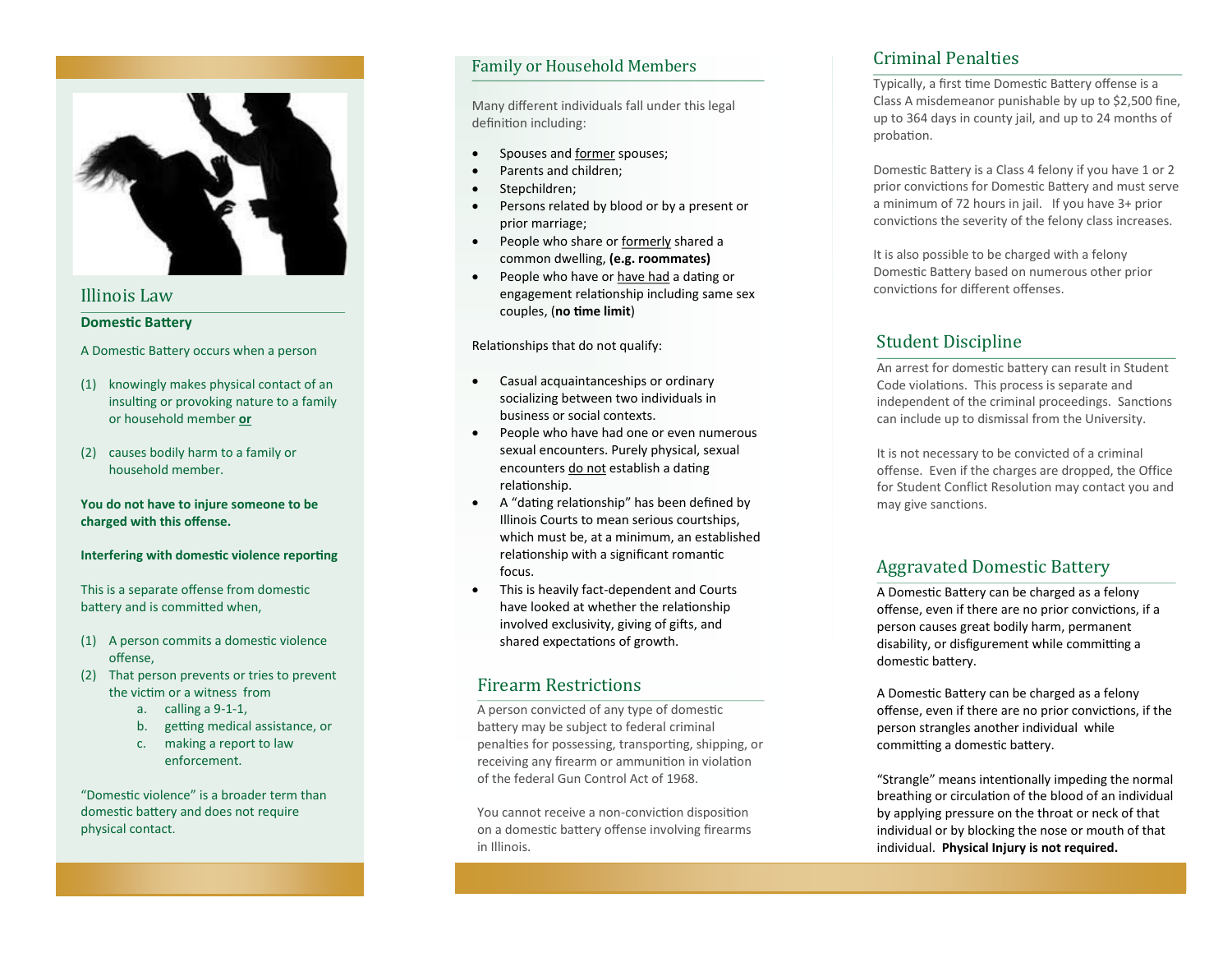## Illinois Law

### Domestic Battery

A Domestic Battery occurs when a person

(1) knowingly makes physical contact of an insulting or provoking nature to a family or household member **or**

(2) causes bodily harm to a family or household member.

**You do not have to injure someone to be charged with this offense.**

**Interfering with domestic violence reporting**

This is a separate offense from domestic battery and is committed when,

(1) A person commits a domestic violence offense,
(2) That person prevents or tries to prevent the victim or a witness from
   a. calling a 9-1-1,
   b. getting medical assistance, or
   c. making a report to law enforcement.

"Domestic violence" is a broader term than domestic battery and does not require physical contact.

## Family or Household Members

Many different individuals fall under this legal definition including:

- Spouses and former spouses;
- Parents and children;
- Stepchildren;
- Persons related by blood or by a present or prior marriage;
- People who share or formerly shared a common dwelling, **(e.g. roommates)**
- People who have or have had a dating or engagement relationship including same sex couples, (**no time limit**)

Relationships that do not qualify:

- Casual acquaintanceships or ordinary socializing between two individuals in business or social contexts.
- People who have had one or even numerous sexual encounters. Purely physical, sexual encounters do not establish a dating relationship.
- A "dating relationship" has been defined by Illinois Courts to mean serious courtships, which must be, at a minimum, an established relationship with a significant romantic focus.
- This is heavily fact-dependent and Courts have looked at whether the relationship involved exclusivity, giving of gifts, and shared expectations of growth.

## Firearm Restrictions

A person convicted of any type of domestic battery may be subject to federal criminal penalties for possessing, transporting, shipping, or receiving any firearm or ammunition in violation of the federal Gun Control Act of 1968.

You cannot receive a non-conviction disposition on a domestic battery offense involving firearms in Illinois.

## Criminal Penalties

Typically, a first time Domestic Battery offense is a Class A misdemeanor punishable by up to $2,500 fine, up to 364 days in county jail, and up to 24 months of probation.

Domestic Battery is a Class 4 felony if you have 1 or 2 prior convictions for Domestic Battery and must serve a minimum of 72 hours in jail. If you have 3+ prior convictions the severity of the felony class increases.

It is also possible to be charged with a felony Domestic Battery based on numerous other prior convictions for different offenses.

## Student Discipline

An arrest for domestic battery can result in Student Code violations. This process is separate and independent of the criminal proceedings. Sanctions can include up to dismissal from the University.

It is not necessary to be convicted of a criminal offense. Even if the charges are dropped, the Office for Student Conflict Resolution may contact you and may give sanctions.

## Aggravated Domestic Battery

A Domestic Battery can be charged as a felony offense, even if there are no prior convictions, if a person causes great bodily harm, permanent disability, or disfigurement while committing a domestic battery.

A Domestic Battery can be charged as a felony offense, even if there are no prior convictions, if the person strangles another individual while committing a domestic battery.

"Strangle" means intentionally impeding the normal breathing or circulation of the blood of an individual by applying pressure on the throat or neck of that individual or by blocking the nose or mouth of that individual. **Physical Injury is not required.**